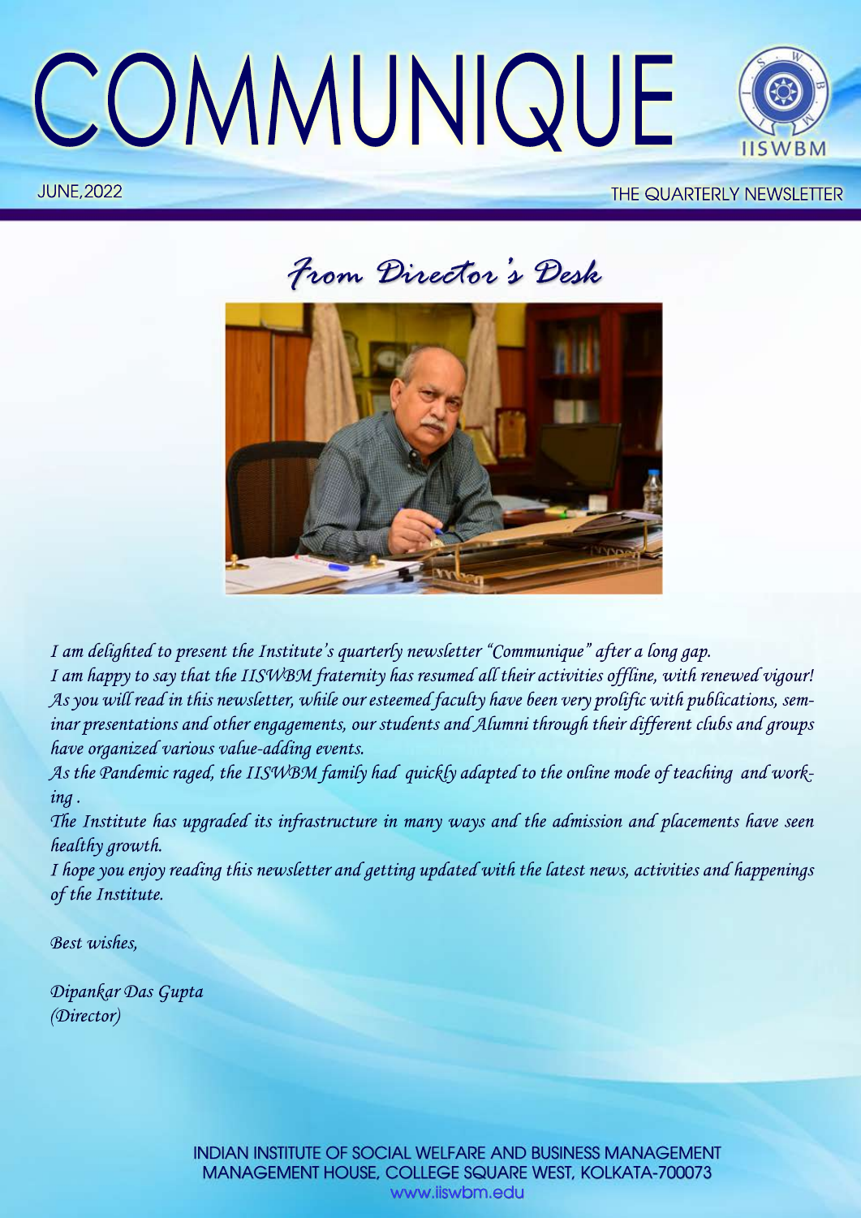# COMMUNIQUE

JUNE,2022

THE QUARTERLY NEWSLETTER

## *From Director's Desk*

*I am delighted to present the Institute's quarterly newsletter "Communique" after a long gap.*
*I am happy to say that the IISWBM fraternity has resumed all their activities offline, with renewed vigour!*
*As you will read in this newsletter, while our esteemed faculty have been very prolific with publications, seminar presentations and other engagements, our students and Alumni through their different clubs and groups have organized various value-adding events.*
*As the Pandemic raged, the IISWBM family had quickly adapted to the online mode of teaching and working .*
*The Institute has upgraded its infrastructure in many ways and the admission and placements have seen healthy growth.*
*I hope you enjoy reading this newsletter and getting updated with the latest news, activities and happenings of the Institute.*

*Best wishes,*

*Dipankar Das Gupta*
*(Director)*

INDIAN INSTITUTE OF SOCIAL WELFARE AND BUSINESS MANAGEMENT
MANAGEMENT HOUSE, COLLEGE SQUARE WEST, KOLKATA-700073
www.iiswbm.edu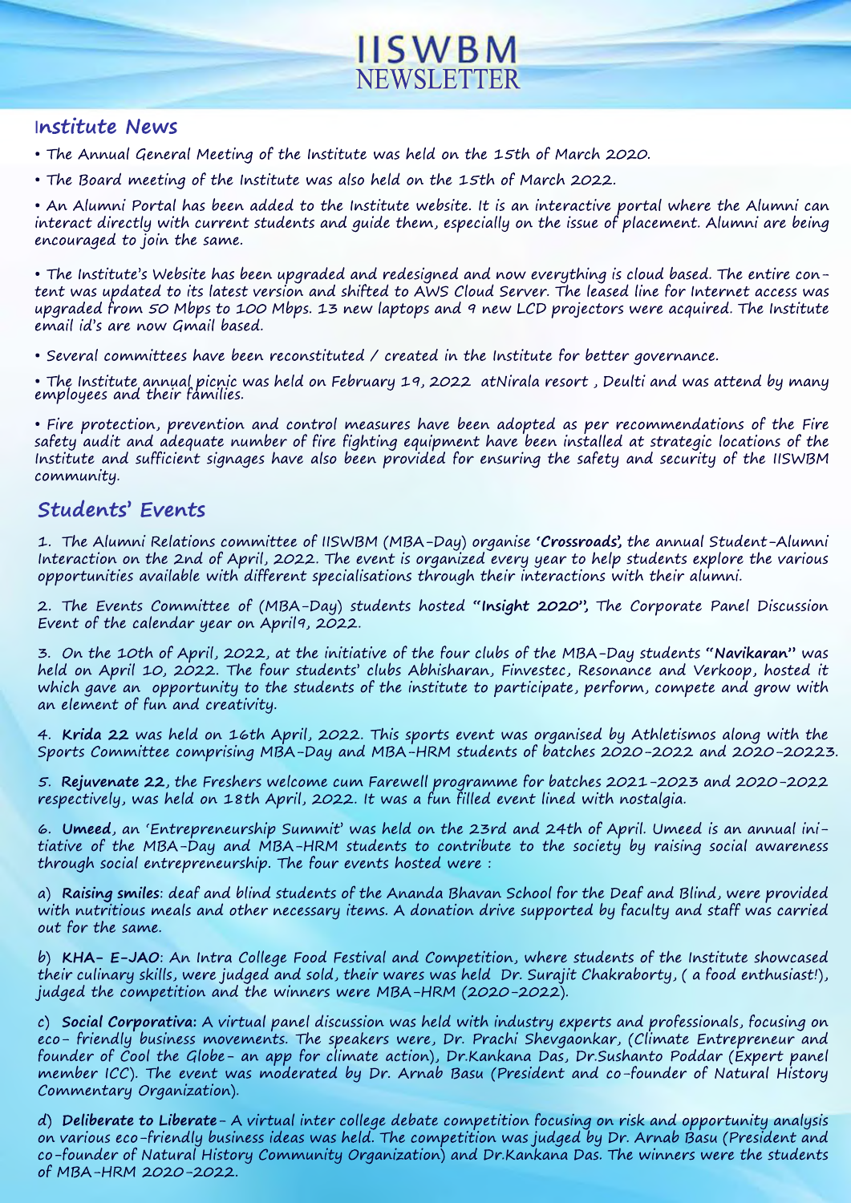# IISWBM NEWSLETTER

## Institute News

- The Annual General Meeting of the Institute was held on the 15th of March 2020.
- The Board meeting of the Institute was also held on the 15th of March 2022.
- An Alumni Portal has been added to the Institute website. It is an interactive portal where the Alumni can interact directly with current students and guide them, especially on the issue of placement. Alumni are being encouraged to join the same.
- The Institute's Website has been upgraded and redesigned and now everything is cloud based. The entire content was updated to its latest version and shifted to AWS Cloud Server. The leased line for Internet access was upgraded from 50 Mbps to 100 Mbps. 13 new laptops and 9 new LCD projectors were acquired. The Institute email id's are now Gmail based.
- Several committees have been reconstituted / created in the Institute for better governance.
- The Institute annual picnic was held on February 19, 2022 atNirala resort , Deulti and was attend by many employees and their families.
- Fire protection, prevention and control measures have been adopted as per recommendations of the Fire safety audit and adequate number of fire fighting equipment have been installed at strategic locations of the Institute and sufficient signages have also been provided for ensuring the safety and security of the IISWBM community.

## Students' Events

1. The Alumni Relations committee of IISWBM (MBA-Day) organise **'Crossroads',** the annual Student-Alumni Interaction on the 2nd of April, 2022. The event is organized every year to help students explore the various opportunities available with different specialisations through their interactions with their alumni.

2. The Events Committee of (MBA-Day) students hosted **"Insight 2020",** The Corporate Panel Discussion Event of the calendar year on April9, 2022.

3. On the 10th of April, 2022, at the initiative of the four clubs of the MBA-Day students **"Navikaran"** was held on April 10, 2022. The four students' clubs Abhisharan, Finvestec, Resonance and Verkoop, hosted it which gave an opportunity to the students of the institute to participate, perform, compete and grow with an element of fun and creativity.

4. **Krida 22** was held on 16th April, 2022. This sports event was organised by Athletismos along with the Sports Committee comprising MBA-Day and MBA-HRM students of batches 2020-2022 and 2020-20223.

5. **Rejuvenate 22**, the Freshers welcome cum Farewell programme for batches 2021-2023 and 2020-2022 respectively, was held on 18th April, 2022. It was a fun filled event lined with nostalgia.

6. **Umeed**, an 'Entrepreneurship Summit' was held on the 23rd and 24th of April. Umeed is an annual initiative of the MBA-Day and MBA-HRM students to contribute to the society by raising social awareness through social entrepreneurship. The four events hosted were :

a) **Raising smiles**: deaf and blind students of the Ananda Bhavan School for the Deaf and Blind, were provided with nutritious meals and other necessary items. A donation drive supported by faculty and staff was carried out for the same.

b) **KHA- E-JAO**: An Intra College Food Festival and Competition, where students of the Institute showcased their culinary skills, were judged and sold, their wares was held Dr. Surajit Chakraborty, ( a food enthusiast!), judged the competition and the winners were MBA-HRM (2020-2022).

c) **Social Corporativa:** A virtual panel discussion was held with industry experts and professionals, focusing on eco- friendly business movements. The speakers were, Dr. Prachi Shevgaonkar, (Climate Entrepreneur and founder of Cool the Globe- an app for climate action), Dr.Kankana Das, Dr.Sushanto Poddar (Expert panel member ICC). The event was moderated by Dr. Arnab Basu (President and co-founder of Natural History Commentary Organization).

d) **Deliberate to Liberate**- A virtual inter college debate competition focusing on risk and opportunity analysis on various eco-friendly business ideas was held. The competition was judged by Dr. Arnab Basu (President and co-founder of Natural History Community Organization) and Dr.Kankana Das. The winners were the students of MBA-HRM 2020-2022.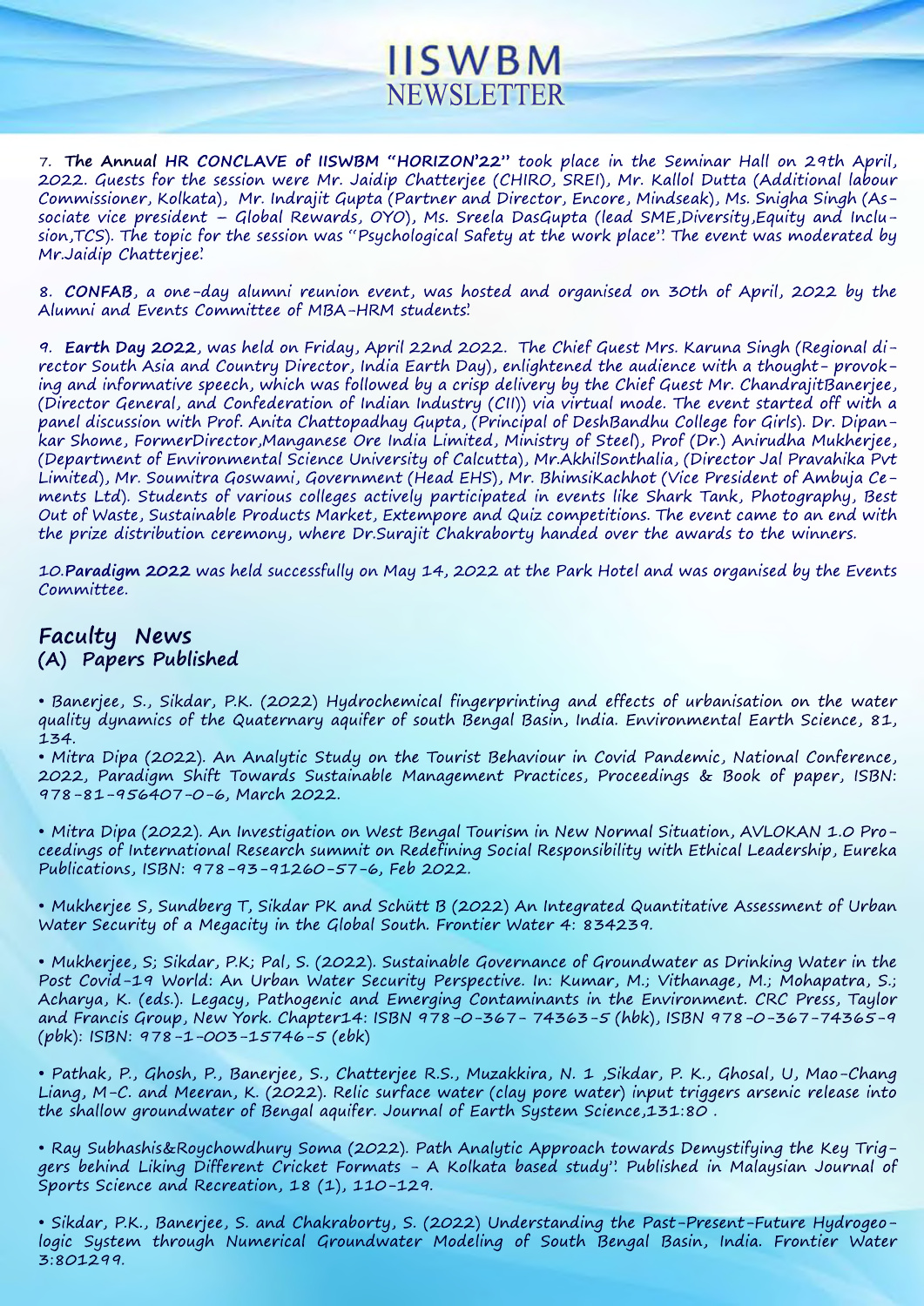7. **The Annual HR CONCLAVE of IISWBM "HORIZON'22"** took place in the Seminar Hall on 29th April, 2022. Guests for the session were Mr. Jaidip Chatterjee (CHIRO, SREI), Mr. Kallol Dutta (Additional labour Commissioner, Kolkata), Mr. Indrajit Gupta (Partner and Director, Encore, Mindseak), Ms. Snigha Singh (Associate vice president – Global Rewards, OYO), Ms. Sreela DasGupta (lead SME,Diversity,Equity and Inclusion,TCS). The topic for the session was "Psychological Safety at the work place". The event was moderated by Mr.Jaidip Chatterjee.

8. **CONFAB**, a one-day alumni reunion event, was hosted and organised on 30th of April, 2022 by the Alumni and Events Committee of MBA-HRM students.

9. **Earth Day 2022**, was held on Friday, April 22nd 2022. The Chief Guest Mrs. Karuna Singh (Regional director South Asia and Country Director, India Earth Day), enlightened the audience with a thought- provoking and informative speech, which was followed by a crisp delivery by the Chief Guest Mr. ChandrajitBanerjee, (Director General, and Confederation of Indian Industry (CII)) via virtual mode. The event started off with a panel discussion with Prof. Anita Chattopadhay Gupta, (Principal of DeshBandhu College for Girls). Dr. Dipankar Shome, FormerDirector,Manganese Ore India Limited, Ministry of Steel), Prof (Dr.) Anirudha Mukherjee, (Department of Environmental Science University of Calcutta), Mr.AkhilSonthalia, (Director Jal Pravahika Pvt Limited), Mr. Soumitra Goswami, Government (Head EHS), Mr. BhimsiKachhot (Vice President of Ambuja Cements Ltd). Students of various colleges actively participated in events like Shark Tank, Photography, Best Out of Waste, Sustainable Products Market, Extempore and Quiz competitions. The event came to an end with the prize distribution ceremony, where Dr.Surajit Chakraborty handed over the awards to the winners.

10.**Paradigm 2022** was held successfully on May 14, 2022 at the Park Hotel and was organised by the Events Committee.

## Faculty News

### (A) Papers Published

- Banerjee, S., Sikdar, P.K. (2022) Hydrochemical fingerprinting and effects of urbanisation on the water quality dynamics of the Quaternary aquifer of south Bengal Basin, India. Environmental Earth Science, 81, 134.
- Mitra Dipa (2022). An Analytic Study on the Tourist Behaviour in Covid Pandemic, National Conference, 2022, Paradigm Shift Towards Sustainable Management Practices, Proceedings & Book of paper, ISBN: 978-81-956407-0-6, March 2022.
- Mitra Dipa (2022). An Investigation on West Bengal Tourism in New Normal Situation, AVLOKAN 1.0 Proceedings of International Research summit on Redefining Social Responsibility with Ethical Leadership, Eureka Publications, ISBN: 978-93-91260-57-6, Feb 2022.
- Mukherjee S, Sundberg T, Sikdar PK and Schütt B (2022) An Integrated Quantitative Assessment of Urban Water Security of a Megacity in the Global South. Frontier Water 4: 834239.
- Mukherjee, S; Sikdar, P.K; Pal, S. (2022). Sustainable Governance of Groundwater as Drinking Water in the Post Covid-19 World: An Urban Water Security Perspective. In: Kumar, M.; Vithanage, M.; Mohapatra, S.; Acharya, K. (eds.). Legacy, Pathogenic and Emerging Contaminants in the Environment. CRC Press, Taylor and Francis Group, New York. Chapter14: ISBN 978-0-367- 74363-5 (hbk), ISBN 978-0-367-74365-9 (pbk): ISBN: 978-1-003-15746-5 (ebk)
- Pathak, P., Ghosh, P., Banerjee, S., Chatterjee R.S., Muzakkira, N. 1 ,Sikdar, P. K., Ghosal, U, Mao-Chang Liang, M-C. and Meeran, K. (2022). Relic surface water (clay pore water) input triggers arsenic release into the shallow groundwater of Bengal aquifer. Journal of Earth System Science,131:80 .
- Ray Subhashis&Roychowdhury Soma (2022). Path Analytic Approach towards Demystifying the Key Triggers behind Liking Different Cricket Formats - A Kolkata based study". Published in Malaysian Journal of Sports Science and Recreation, 18 (1), 110-129.
- Sikdar, P.K., Banerjee, S. and Chakraborty, S. (2022) Understanding the Past-Present-Future Hydrogeologic System through Numerical Groundwater Modeling of South Bengal Basin, India. Frontier Water 3:801299.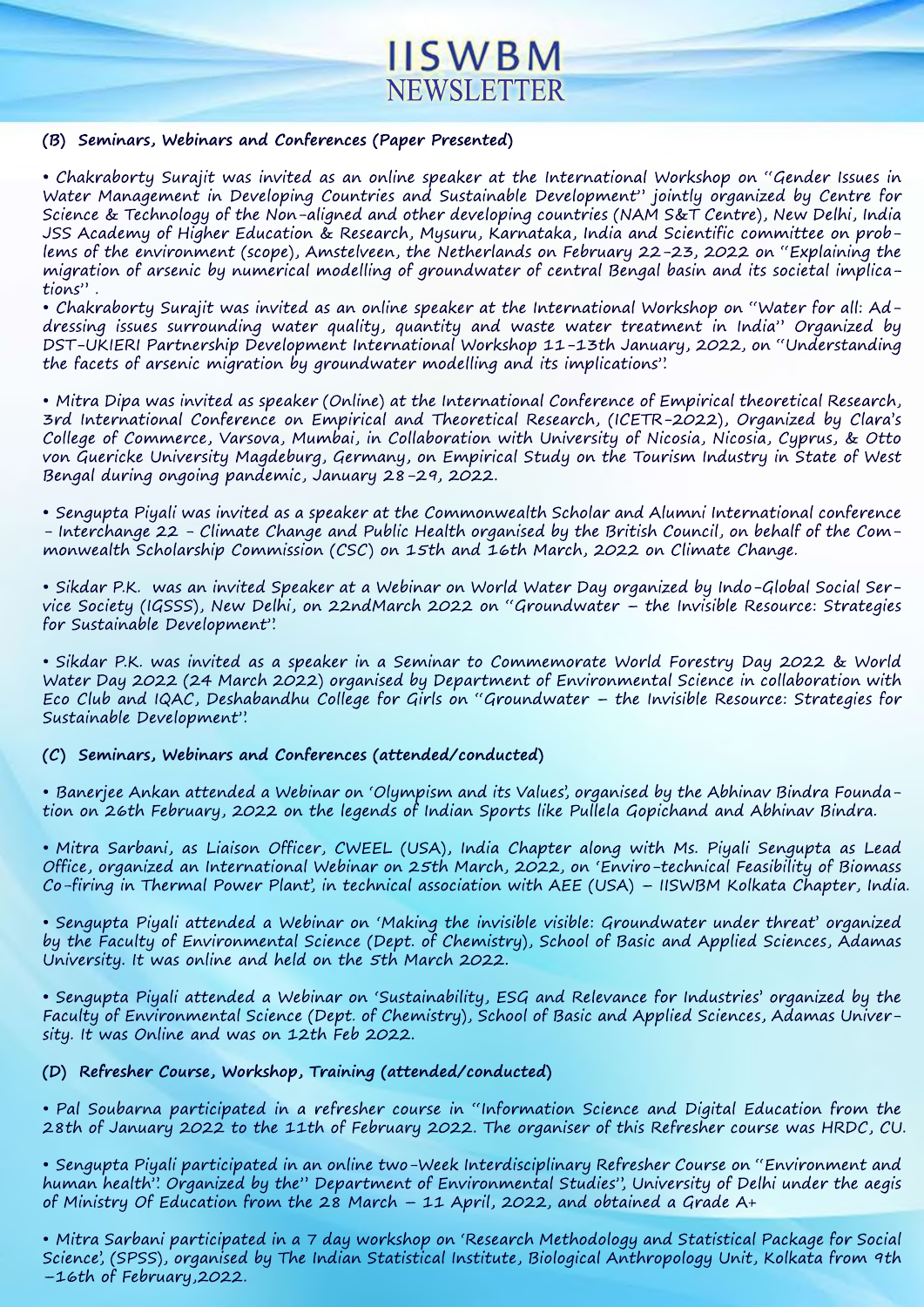### (B) Seminars, Webinars and Conferences (Paper Presented)

• Chakraborty Surajit was invited as an online speaker at the International Workshop on "Gender Issues in Water Management in Developing Countries and Sustainable Development" jointly organized by Centre for Science & Technology of the Non-aligned and other developing countries (NAM S&T Centre), New Delhi, India JSS Academy of Higher Education & Research, Mysuru, Karnataka, India and Scientific committee on problems of the environment (scope), Amstelveen, the Netherlands on February 22-23, 2022 on "Explaining the migration of arsenic by numerical modelling of groundwater of central Bengal basin and its societal implications".

• Chakraborty Surajit was invited as an online speaker at the International Workshop on "Water for all: Addressing issues surrounding water quality, quantity and waste water treatment in India" Organized by DST-UKIERI Partnership Development International Workshop 11-13th January, 2022, on "Understanding the facets of arsenic migration by groundwater modelling and its implications".

• Mitra Dipa was invited as speaker (Online) at the International Conference of Empirical theoretical Research, 3rd International Conference on Empirical and Theoretical Research, (ICETR-2022), Organized by Clara's College of Commerce, Varsova, Mumbai, in Collaboration with University of Nicosia, Nicosia, Cyprus, & Otto von Guericke University Magdeburg, Germany, on Empirical Study on the Tourism Industry in State of West Bengal during ongoing pandemic, January 28-29, 2022.

• Sengupta Piyali was invited as a speaker at the Commonwealth Scholar and Alumni International conference - Interchange 22 - Climate Change and Public Health organised by the British Council, on behalf of the Commonwealth Scholarship Commission (CSC) on 15th and 16th March, 2022 on Climate Change.

• Sikdar P.K. was an invited Speaker at a Webinar on World Water Day organized by Indo-Global Social Service Society (IGSSS), New Delhi, on 22ndMarch 2022 on "Groundwater – the Invisible Resource: Strategies for Sustainable Development".

• Sikdar P.K. was invited as a speaker in a Seminar to Commemorate World Forestry Day 2022 & World Water Day 2022 (24 March 2022) organised by Department of Environmental Science in collaboration with Eco Club and IQAC, Deshabandhu College for Girls on "Groundwater – the Invisible Resource: Strategies for Sustainable Development".

### (C) Seminars, Webinars and Conferences (attended/conducted)

• Banerjee Ankan attended a Webinar on 'Olympism and its Values', organised by the Abhinav Bindra Foundation on 26th February, 2022 on the legends of Indian Sports like Pullela Gopichand and Abhinav Bindra.

• Mitra Sarbani, as Liaison Officer, CWEEL (USA), India Chapter along with Ms. Piyali Sengupta as Lead Office, organized an International Webinar on 25th March, 2022, on 'Enviro-technical Feasibility of Biomass Co-firing in Thermal Power Plant', in technical association with AEE (USA) – IISWBM Kolkata Chapter, India.

• Sengupta Piyali attended a Webinar on 'Making the invisible visible: Groundwater under threat' organized by the Faculty of Environmental Science (Dept. of Chemistry), School of Basic and Applied Sciences, Adamas University. It was online and held on the 5th March 2022.

• Sengupta Piyali attended a Webinar on 'Sustainability, ESG and Relevance for Industries' organized by the Faculty of Environmental Science (Dept. of Chemistry), School of Basic and Applied Sciences, Adamas University. It was Online and was on 12th Feb 2022.

### (D) Refresher Course, Workshop, Training (attended/conducted)

• Pal Soubarna participated in a refresher course in "Information Science and Digital Education from the 28th of January 2022 to the 11th of February 2022. The organiser of this Refresher course was HRDC, CU.

• Sengupta Piyali participated in an online two-Week Interdisciplinary Refresher Course on "Environment and human health". Organized by the" Department of Environmental Studies", University of Delhi under the aegis of Ministry Of Education from the 28 March – 11 April, 2022, and obtained a Grade A+

• Mitra Sarbani participated in a 7 day workshop on 'Research Methodology and Statistical Package for Social Science', (SPSS), organised by The Indian Statistical Institute, Biological Anthropology Unit, Kolkata from 9th -16th of February,2022.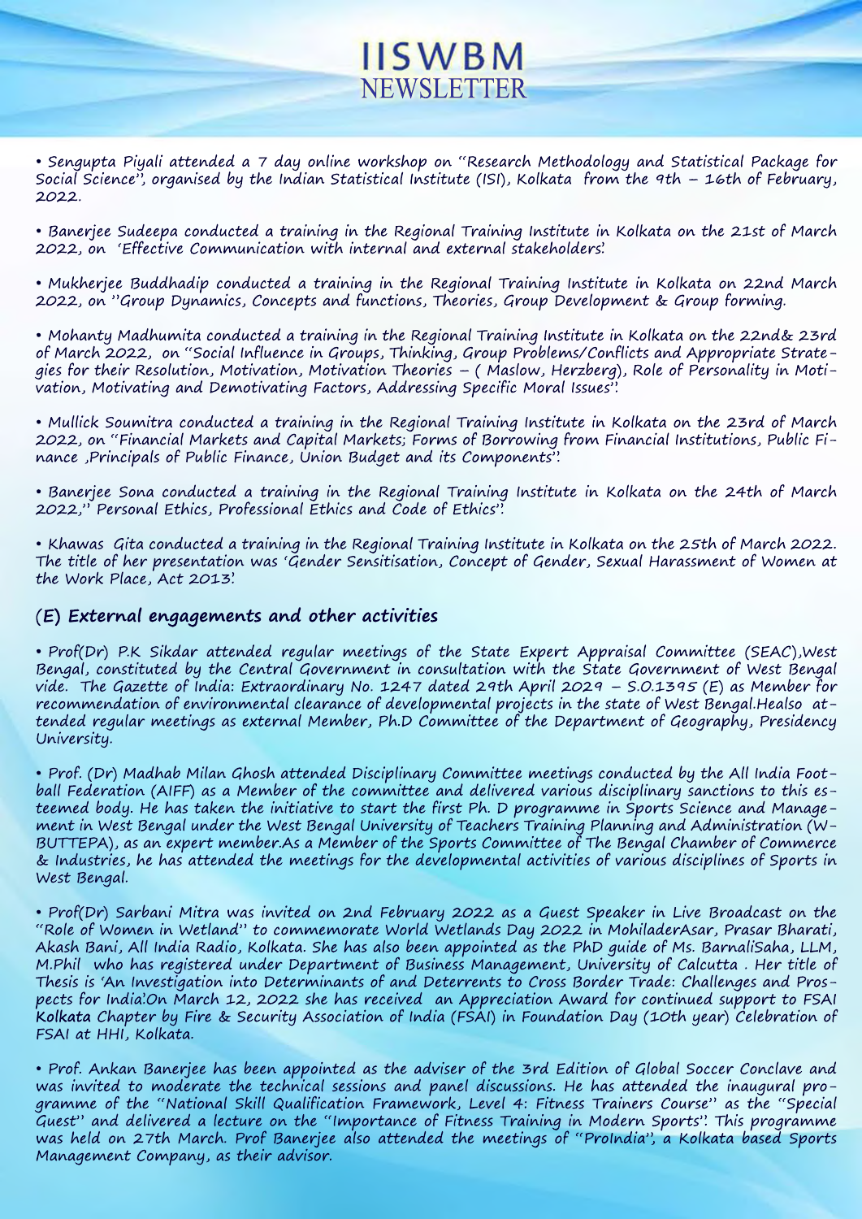• Sengupta Piyali attended a 7 day online workshop on "Research Methodology and Statistical Package for Social Science", organised by the Indian Statistical Institute (ISI), Kolkata from the 9th – 16th of February, 2022.

• Banerjee Sudeepa conducted a training in the Regional Training Institute in Kolkata on the 21st of March 2022, on 'Effective Communication with internal and external stakeholders'.

• Mukherjee Buddhadip conducted a training in the Regional Training Institute in Kolkata on 22nd March 2022, on "Group Dynamics, Concepts and functions, Theories, Group Development & Group forming.

• Mohanty Madhumita conducted a training in the Regional Training Institute in Kolkata on the 22nd& 23rd of March 2022, on "Social Influence in Groups, Thinking, Group Problems/Conflicts and Appropriate Strategies for their Resolution, Motivation, Motivation Theories – ( Maslow, Herzberg), Role of Personality in Motivation, Motivating and Demotivating Factors, Addressing Specific Moral Issues".

• Mullick Soumitra conducted a training in the Regional Training Institute in Kolkata on the 23rd of March 2022, on "Financial Markets and Capital Markets; Forms of Borrowing from Financial Institutions, Public Finance ,Principals of Public Finance, Union Budget and its Components".

• Banerjee Sona conducted a training in the Regional Training Institute in Kolkata on the 24th of March 2022," Personal Ethics, Professional Ethics and Code of Ethics".

• Khawas Gita conducted a training in the Regional Training Institute in Kolkata on the 25th of March 2022. The title of her presentation was 'Gender Sensitisation, Concept of Gender, Sexual Harassment of Women at the Work Place, Act 2013'.

## (E) External engagements and other activities

• Prof(Dr) P.K Sikdar attended regular meetings of the State Expert Appraisal Committee (SEAC),West Bengal, constituted by the Central Government in consultation with the State Government of West Bengal vide. The Gazette of India: Extraordinary No. 1247 dated 29th April 2029 – S.O.1395 (E) as Member for recommendation of environmental clearance of developmental projects in the state of West Bengal.Healso attended regular meetings as external Member, Ph.D Committee of the Department of Geography, Presidency University.

• Prof. (Dr) Madhab Milan Ghosh attended Disciplinary Committee meetings conducted by the All India Football Federation (AIFF) as a Member of the committee and delivered various disciplinary sanctions to this esteemed body. He has taken the initiative to start the first Ph. D programme in Sports Science and Management in West Bengal under the West Bengal University of Teachers Training Planning and Administration (WBUTTEPA), as an expert member.As a Member of the Sports Committee of The Bengal Chamber of Commerce & Industries, he has attended the meetings for the developmental activities of various disciplines of Sports in West Bengal.

• Prof(Dr) Sarbani Mitra was invited on 2nd February 2022 as a Guest Speaker in Live Broadcast on the "Role of Women in Wetland" to commemorate World Wetlands Day 2022 in MohiladerAsar, Prasar Bharati, Akash Bani, All India Radio, Kolkata. She has also been appointed as the PhD guide of Ms. BarnaliSaha, LLM, M.Phil who has registered under Department of Business Management, University of Calcutta . Her title of Thesis is 'An Investigation into Determinants of and Deterrents to Cross Border Trade: Challenges and Prospects for India'.On March 12, 2022 she has received an Appreciation Award for continued support to FSAI Kolkata Chapter by Fire & Security Association of India (FSAI) in Foundation Day (10th year) Celebration of FSAI at HHI, Kolkata.

• Prof. Ankan Banerjee has been appointed as the adviser of the 3rd Edition of Global Soccer Conclave and was invited to moderate the technical sessions and panel discussions. He has attended the inaugural programme of the "National Skill Qualification Framework, Level 4: Fitness Trainers Course" as the "Special Guest" and delivered a lecture on the "Importance of Fitness Training in Modern Sports". This programme was held on 27th March. Prof Banerjee also attended the meetings of "ProIndia", a Kolkata based Sports Management Company, as their advisor.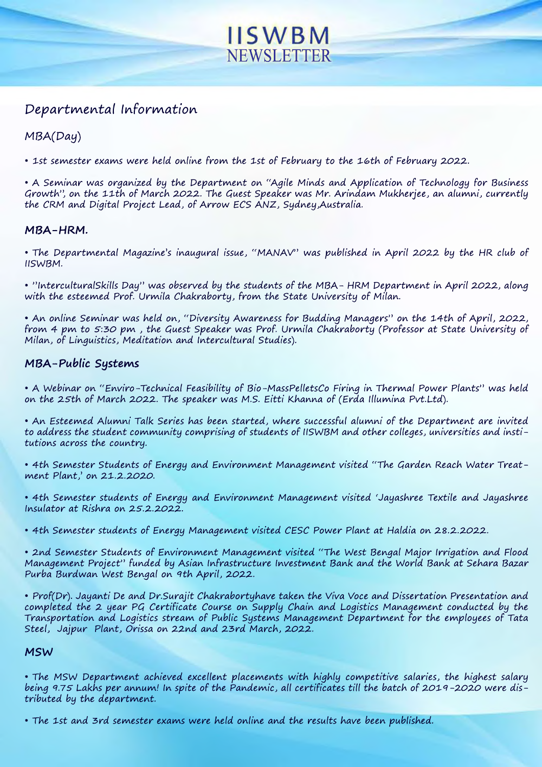# IISWBM NEWSLETTER

## Departmental Information

### MBA(Day)

- 1st semester exams were held online from the 1st of February to the 16th of February 2022.

- A Seminar was organized by the Department on "Agile Minds and Application of Technology for Business Growth", on the 11th of March 2022. The Guest Speaker was Mr. Arindam Mukherjee, an alumni, currently the CRM and Digital Project Lead, of Arrow ECS ANZ, Sydney,Australia.

### MBA-HRM.

- The Departmental Magazine's inaugural issue, "MANAV" was published in April 2022 by the HR club of IISWBM.

- "InterculturalSkills Day" was observed by the students of the MBA- HRM Department in April 2022, along with the esteemed Prof. Urmila Chakraborty, from the State University of Milan.

- An online Seminar was held on, "Diversity Awareness for Budding Managers" on the 14th of April, 2022, from 4 pm to 5:30 pm , the Guest Speaker was Prof. Urmila Chakraborty (Professor at State University of Milan, of Linguistics, Meditation and Intercultural Studies).

### MBA-Public Systems

- A Webinar on "Enviro-Technical Feasibility of Bio-MassPelletsCo Firing in Thermal Power Plants" was held on the 25th of March 2022. The speaker was M.S. Eitti Khanna of (Erda Illumina Pvt.Ltd).

- An Esteemed Alumni Talk Series has been started, where successful alumni of the Department are invited to address the student community comprising of students of IISWBM and other colleges, universities and institutions across the country.

- 4th Semester Students of Energy and Environment Management visited "The Garden Reach Water Treatment Plant,' on 21.2.2020.

- 4th Semester students of Energy and Environment Management visited 'Jayashree Textile and Jayashree Insulator at Rishra on 25.2.2022.

- 4th Semester students of Energy Management visited CESC Power Plant at Haldia on 28.2.2022.

- 2nd Semester Students of Environment Management visited "The West Bengal Major Irrigation and Flood Management Project" funded by Asian Infrastructure Investment Bank and the World Bank at Sehara Bazar Purba Burdwan West Bengal on 9th April, 2022.

- Prof(Dr). Jayanti De and Dr.Surajit Chakrabortyhave taken the Viva Voce and Dissertation Presentation and completed the 2 year PG Certificate Course on Supply Chain and Logistics Management conducted by the Transportation and Logistics stream of Public Systems Management Department for the employees of Tata Steel, Jajpur Plant, Orissa on 22nd and 23rd March, 2022.

### MSW

- The MSW Department achieved excellent placements with highly competitive salaries, the highest salary being 9.75 Lakhs per annum! In spite of the Pandemic, all certificates till the batch of 2019-2020 were distributed by the department.

- The 1st and 3rd semester exams were held online and the results have been published.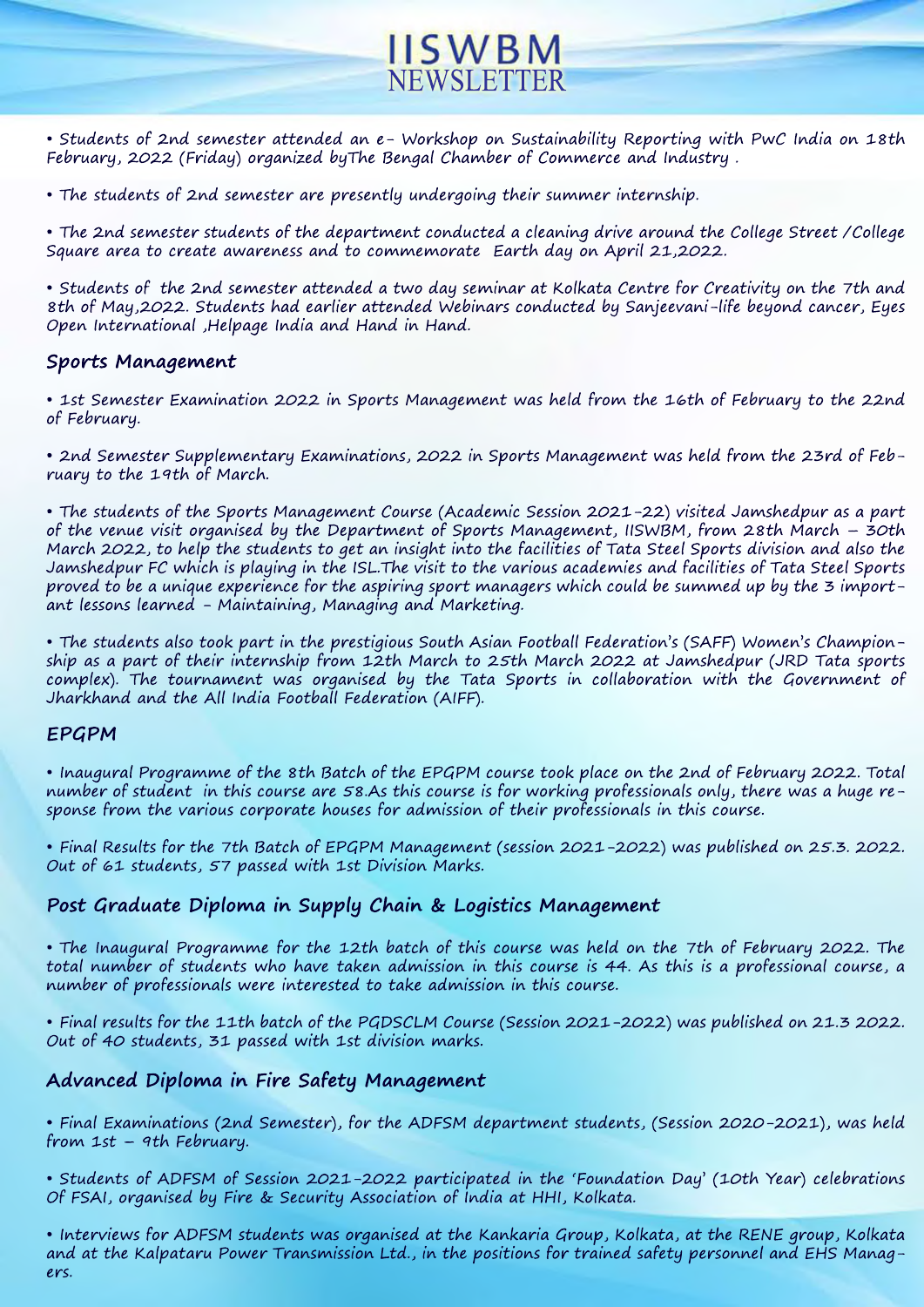• Students of 2nd semester attended an e- Workshop on Sustainability Reporting with PwC India on 18th February, 2022 (Friday) organized byThe Bengal Chamber of Commerce and Industry .

• The students of 2nd semester are presently undergoing their summer internship.

• The 2nd semester students of the department conducted a cleaning drive around the College Street /College Square area to create awareness and to commemorate Earth day on April 21,2022.

• Students of the 2nd semester attended a two day seminar at Kolkata Centre for Creativity on the 7th and 8th of May,2022. Students had earlier attended Webinars conducted by Sanjeevani-life beyond cancer, Eyes Open International ,Helpage India and Hand in Hand.

## Sports Management

• 1st Semester Examination 2022 in Sports Management was held from the 16th of February to the 22nd of February.

• 2nd Semester Supplementary Examinations, 2022 in Sports Management was held from the 23rd of February to the 19th of March.

• The students of the Sports Management Course (Academic Session 2021-22) visited Jamshedpur as a part of the venue visit organised by the Department of Sports Management, IISWBM, from 28th March – 30th March 2022, to help the students to get an insight into the facilities of Tata Steel Sports division and also the Jamshedpur FC which is playing in the ISL.The visit to the various academies and facilities of Tata Steel Sports proved to be a unique experience for the aspiring sport managers which could be summed up by the 3 important lessons learned - Maintaining, Managing and Marketing.

• The students also took part in the prestigious South Asian Football Federation's (SAFF) Women's Championship as a part of their internship from 12th March to 25th March 2022 at Jamshedpur (JRD Tata sports complex). The tournament was organised by the Tata Sports in collaboration with the Government of Jharkhand and the All India Football Federation (AIFF).

## EPGPM

• Inaugural Programme of the 8th Batch of the EPGPM course took place on the 2nd of February 2022. Total number of student in this course are 58.As this course is for working professionals only, there was a huge response from the various corporate houses for admission of their professionals in this course.

• Final Results for the 7th Batch of EPGPM Management (session 2021-2022) was published on 25.3. 2022. Out of 61 students, 57 passed with 1st Division Marks.

## Post Graduate Diploma in Supply Chain & Logistics Management

• The Inaugural Programme for the 12th batch of this course was held on the 7th of February 2022. The total number of students who have taken admission in this course is 44. As this is a professional course, a number of professionals were interested to take admission in this course.

• Final results for the 11th batch of the PGDSCLM Course (Session 2021-2022) was published on 21.3 2022. Out of 40 students, 31 passed with 1st division marks.

## Advanced Diploma in Fire Safety Management

• Final Examinations (2nd Semester), for the ADFSM department students, (Session 2020-2021), was held from 1st – 9th February.

• Students of ADFSM of Session 2021-2022 participated in the 'Foundation Day' (10th Year) celebrations Of FSAI, organised by Fire & Security Association of India at HHI, Kolkata.

• Interviews for ADFSM students was organised at the Kankaria Group, Kolkata, at the RENE group, Kolkata and at the Kalpataru Power Transmission Ltd., in the positions for trained safety personnel and EHS Managers.